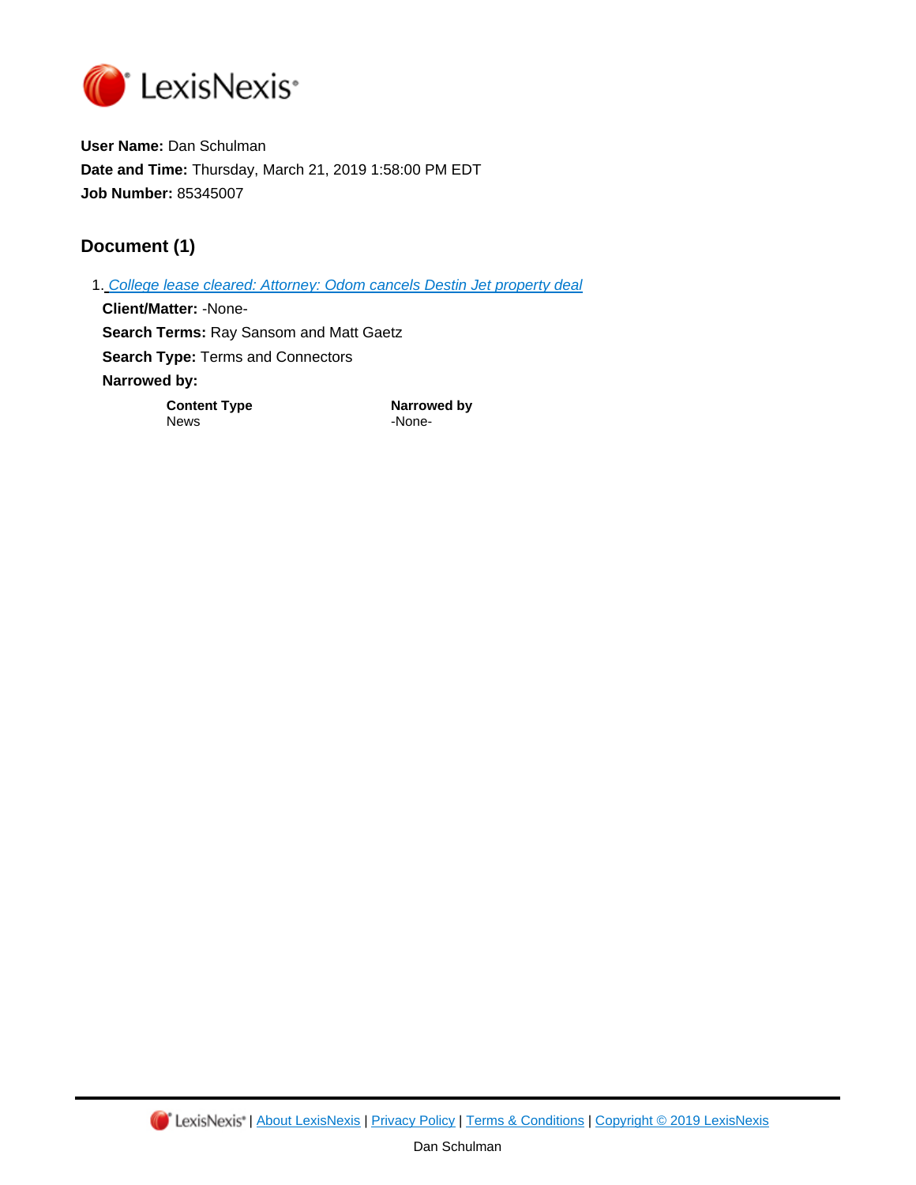LexisNexis®

**User Name:** Dan Schulman
**Date and Time:** Thursday, March 21, 2019 1:58:00 PM EDT
**Job Number:** 85345007

## Document (1)

1. College lease cleared: Attorney: Odom cancels Destin Jet property deal

   **Client/Matter:** -None-
   **Search Terms:** Ray Sansom and Matt Gaetz
   **Search Type:** Terms and Connectors
   **Narrowed by:**

| Content Type | Narrowed by |
| --- | --- |
| News | -None- |

LexisNexis® | About LexisNexis | Privacy Policy | Terms & Conditions | Copyright © 2019 LexisNexis

Dan Schulman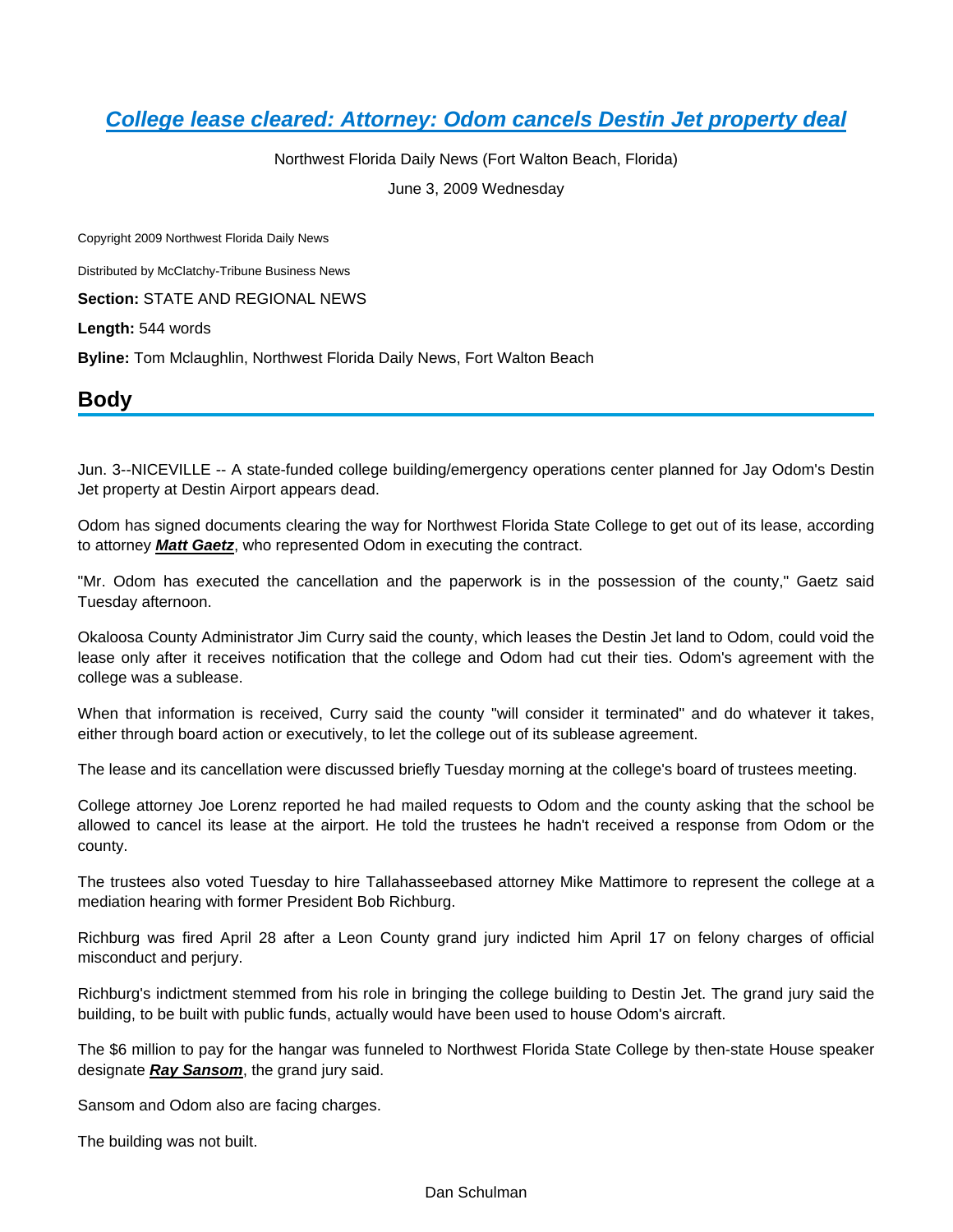# [College lease cleared: Attorney: Odom cancels Destin Jet property deal]

Northwest Florida Daily News (Fort Walton Beach, Florida)

June 3, 2009 Wednesday

Copyright 2009 Northwest Florida Daily News

Distributed by McClatchy-Tribune Business News

**Section:** STATE AND REGIONAL NEWS

**Length:** 544 words

**Byline:** Tom Mclaughlin, Northwest Florida Daily News, Fort Walton Beach

## Body

Jun. 3--NICEVILLE -- A state-funded college building/emergency operations center planned for Jay Odom's Destin Jet property at Destin Airport appears dead.

Odom has signed documents clearing the way for Northwest Florida State College to get out of its lease, according to attorney ***Matt Gaetz***, who represented Odom in executing the contract.

"Mr. Odom has executed the cancellation and the paperwork is in the possession of the county," Gaetz said Tuesday afternoon.

Okaloosa County Administrator Jim Curry said the county, which leases the Destin Jet land to Odom, could void the lease only after it receives notification that the college and Odom had cut their ties. Odom's agreement with the college was a sublease.

When that information is received, Curry said the county "will consider it terminated" and do whatever it takes, either through board action or executively, to let the college out of its sublease agreement.

The lease and its cancellation were discussed briefly Tuesday morning at the college's board of trustees meeting.

College attorney Joe Lorenz reported he had mailed requests to Odom and the county asking that the school be allowed to cancel its lease at the airport. He told the trustees he hadn't received a response from Odom or the county.

The trustees also voted Tuesday to hire Tallahasseebased attorney Mike Mattimore to represent the college at a mediation hearing with former President Bob Richburg.

Richburg was fired April 28 after a Leon County grand jury indicted him April 17 on felony charges of official misconduct and perjury.

Richburg's indictment stemmed from his role in bringing the college building to Destin Jet. The grand jury said the building, to be built with public funds, actually would have been used to house Odom's aircraft.

The $6 million to pay for the hangar was funneled to Northwest Florida State College by then-state House speaker designate ***Ray Sansom***, the grand jury said.

Sansom and Odom also are facing charges.

The building was not built.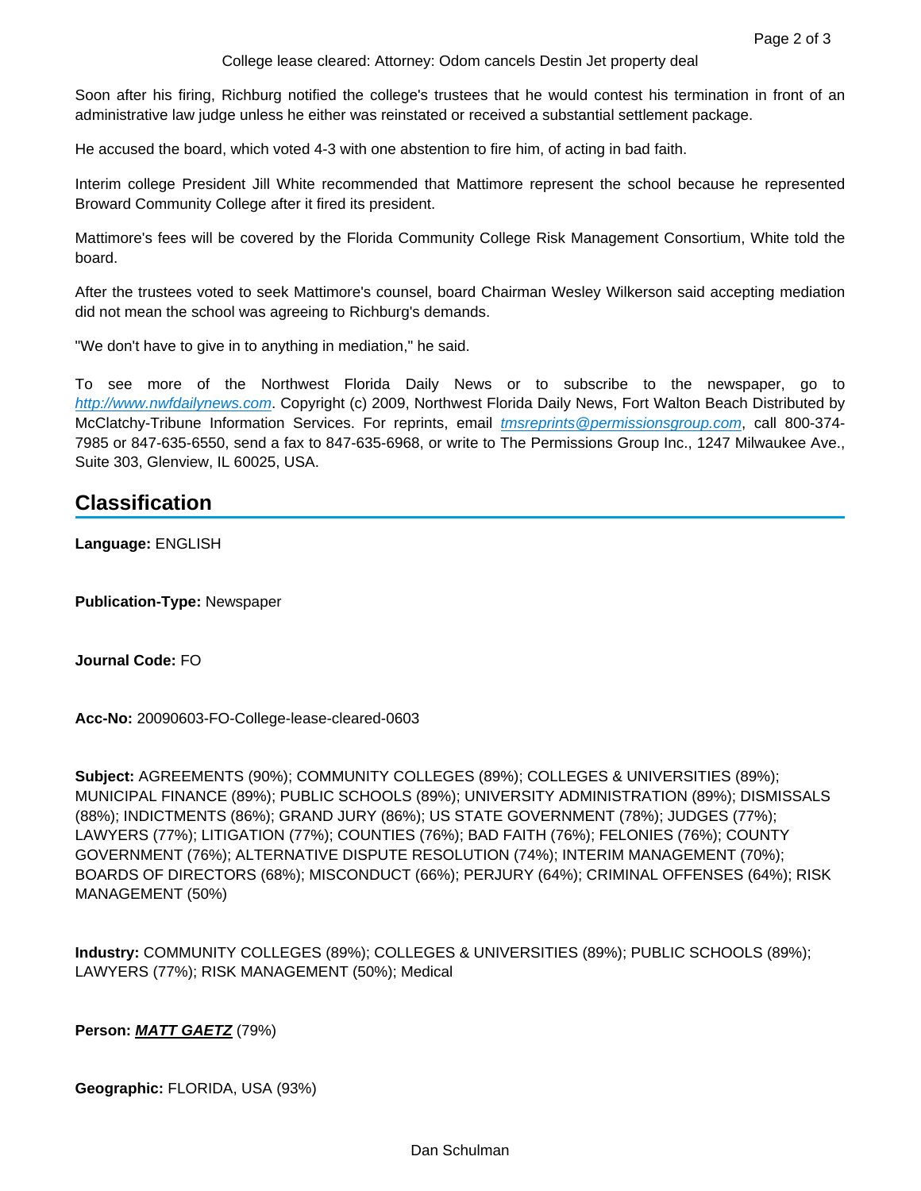Soon after his firing, Richburg notified the college's trustees that he would contest his termination in front of an administrative law judge unless he either was reinstated or received a substantial settlement package.

He accused the board, which voted 4-3 with one abstention to fire him, of acting in bad faith.

Interim college President Jill White recommended that Mattimore represent the school because he represented Broward Community College after it fired its president.

Mattimore's fees will be covered by the Florida Community College Risk Management Consortium, White told the board.

After the trustees voted to seek Mattimore's counsel, board Chairman Wesley Wilkerson said accepting mediation did not mean the school was agreeing to Richburg's demands.

"We don't have to give in to anything in mediation," he said.

To see more of the Northwest Florida Daily News or to subscribe to the newspaper, go to *http://www.nwfdailynews.com*. Copyright (c) 2009, Northwest Florida Daily News, Fort Walton Beach Distributed by McClatchy-Tribune Information Services. For reprints, email *tmsreprints@permissionsgroup.com*, call 800-374-7985 or 847-635-6550, send a fax to 847-635-6968, or write to The Permissions Group Inc., 1247 Milwaukee Ave., Suite 303, Glenview, IL 60025, USA.

## Classification

**Language:** ENGLISH

**Publication-Type:** Newspaper

**Journal Code:** FO

**Acc-No:** 20090603-FO-College-lease-cleared-0603

**Subject:** AGREEMENTS (90%); COMMUNITY COLLEGES (89%); COLLEGES & UNIVERSITIES (89%); MUNICIPAL FINANCE (89%); PUBLIC SCHOOLS (89%); UNIVERSITY ADMINISTRATION (89%); DISMISSALS (88%); INDICTMENTS (86%); GRAND JURY (86%); US STATE GOVERNMENT (78%); JUDGES (77%); LAWYERS (77%); LITIGATION (77%); COUNTIES (76%); BAD FAITH (76%); FELONIES (76%); COUNTY GOVERNMENT (76%); ALTERNATIVE DISPUTE RESOLUTION (74%); INTERIM MANAGEMENT (70%); BOARDS OF DIRECTORS (68%); MISCONDUCT (66%); PERJURY (64%); CRIMINAL OFFENSES (64%); RISK MANAGEMENT (50%)

**Industry:** COMMUNITY COLLEGES (89%); COLLEGES & UNIVERSITIES (89%); PUBLIC SCHOOLS (89%); LAWYERS (77%); RISK MANAGEMENT (50%); Medical

**Person:** ***MATT GAETZ*** (79%)

**Geographic:** FLORIDA, USA (93%)

Dan Schulman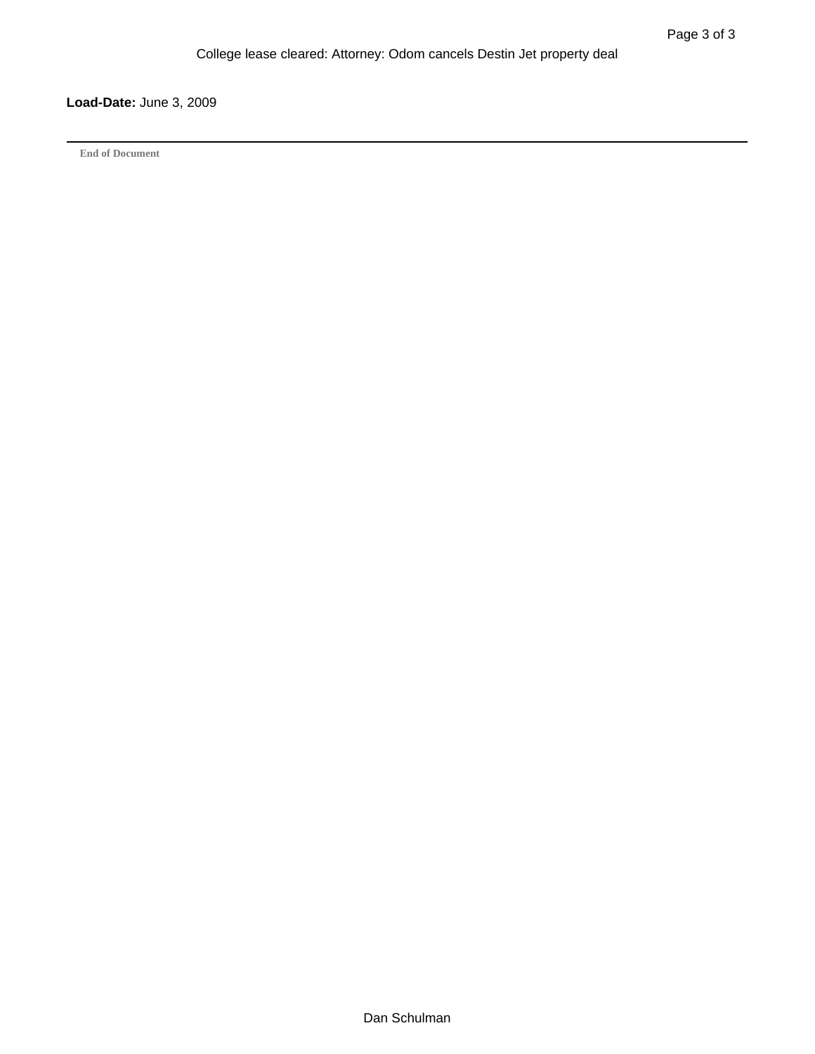**Load-Date:** June 3, 2009

---

End of Document